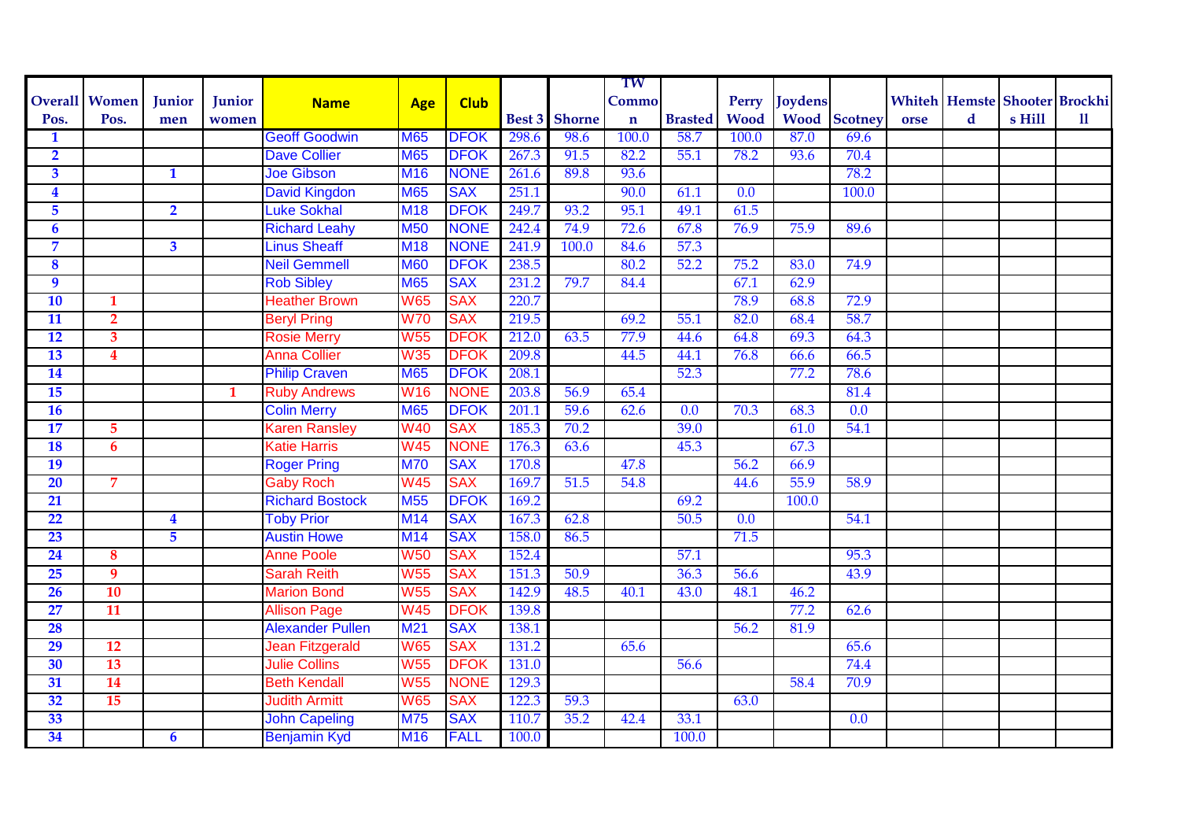| Overall Pos. | Women Pos. | Junior men | Junior women | Name | Age | Club | Best 3 | Shorne | TW Common | Brasted | Perry Wood | Joydens Wood | Scotney | Whitehorse | Hemsted | Shooters Hill | Brockhill |
|---|---|---|---|---|---|---|---|---|---|---|---|---|---|---|---|---|---|
| 1 | | | | Geoff Goodwin | M65 | DFOK | 298.6 | 98.6 | 100.0 | 58.7 | 100.0 | 87.0 | 69.6 | | | | |
| 2 | | | | Dave Collier | M65 | DFOK | 267.3 | 91.5 | 82.2 | 55.1 | 78.2 | 93.6 | 70.4 | | | | |
| 3 | | 1 | | Joe Gibson | M16 | NONE | 261.6 | 89.8 | 93.6 | | | | 78.2 | | | | |
| 4 | | | | David Kingdon | M65 | SAX | 251.1 | | 90.0 | 61.1 | 0.0 | | 100.0 | | | | |
| 5 | | 2 | | Luke Sokhal | M18 | DFOK | 249.7 | 93.2 | 95.1 | 49.1 | 61.5 | | | | | | |
| 6 | | | | Richard Leahy | M50 | NONE | 242.4 | 74.9 | 72.6 | 67.8 | 76.9 | 75.9 | 89.6 | | | | |
| 7 | | 3 | | Linus Sheaff | M18 | NONE | 241.9 | 100.0 | 84.6 | 57.3 | | | | | | | |
| 8 | | | | Neil Gemmell | M60 | DFOK | 238.5 | | 80.2 | 52.2 | 75.2 | 83.0 | 74.9 | | | | |
| 9 | | | | Rob Sibley | M65 | SAX | 231.2 | 79.7 | 84.4 | | 67.1 | 62.9 | | | | | |
| 10 | 1 | | | Heather Brown | W65 | SAX | 220.7 | | | | 78.9 | 68.8 | 72.9 | | | | |
| 11 | 2 | | | Beryl Pring | W70 | SAX | 219.5 | | 69.2 | 55.1 | 82.0 | 68.4 | 58.7 | | | | |
| 12 | 3 | | | Rosie Merry | W55 | DFOK | 212.0 | 63.5 | 77.9 | 44.6 | 64.8 | 69.3 | 64.3 | | | | |
| 13 | 4 | | | Anna Collier | W35 | DFOK | 209.8 | | 44.5 | 44.1 | 76.8 | 66.6 | 66.5 | | | | |
| 14 | | | | Philip Craven | M65 | DFOK | 208.1 | | | 52.3 | | 77.2 | 78.6 | | | | |
| 15 | | | 1 | Ruby Andrews | W16 | NONE | 203.8 | 56.9 | 65.4 | | | | 81.4 | | | | |
| 16 | | | | Colin Merry | M65 | DFOK | 201.1 | 59.6 | 62.6 | 0.0 | 70.3 | 68.3 | 0.0 | | | | |
| 17 | 5 | | | Karen Ransley | W40 | SAX | 185.3 | 70.2 | | 39.0 | | 61.0 | 54.1 | | | | |
| 18 | 6 | | | Katie Harris | W45 | NONE | 176.3 | 63.6 | | 45.3 | | 67.3 | | | | | |
| 19 | | | | Roger Pring | M70 | SAX | 170.8 | | 47.8 | | 56.2 | 66.9 | | | | | |
| 20 | 7 | | | Gaby Roch | W45 | SAX | 169.7 | 51.5 | 54.8 | | 44.6 | 55.9 | 58.9 | | | | |
| 21 | | | | Richard Bostock | M55 | DFOK | 169.2 | | | 69.2 | | 100.0 | | | | | |
| 22 | | 4 | | Toby Prior | M14 | SAX | 167.3 | 62.8 | | 50.5 | 0.0 | | 54.1 | | | | |
| 23 | | 5 | | Austin Howe | M14 | SAX | 158.0 | 86.5 | | | 71.5 | | | | | | |
| 24 | 8 | | | Anne Poole | W50 | SAX | 152.4 | | | 57.1 | | | 95.3 | | | | |
| 25 | 9 | | | Sarah Reith | W55 | SAX | 151.3 | 50.9 | | 36.3 | 56.6 | | 43.9 | | | | |
| 26 | 10 | | | Marion Bond | W55 | SAX | 142.9 | 48.5 | 40.1 | 43.0 | 48.1 | 46.2 | | | | | |
| 27 | 11 | | | Allison Page | W45 | DFOK | 139.8 | | | | | 77.2 | 62.6 | | | | |
| 28 | | | | Alexander Pullen | M21 | SAX | 138.1 | | | | 56.2 | 81.9 | | | | | |
| 29 | 12 | | | Jean Fitzgerald | W65 | SAX | 131.2 | | 65.6 | | | | 65.6 | | | | |
| 30 | 13 | | | Julie Collins | W55 | DFOK | 131.0 | | | 56.6 | | | 74.4 | | | | |
| 31 | 14 | | | Beth Kendall | W55 | NONE | 129.3 | | | | | 58.4 | 70.9 | | | | |
| 32 | 15 | | | Judith Armitt | W65 | SAX | 122.3 | 59.3 | | | 63.0 | | | | | | |
| 33 | | | | John Capeling | M75 | SAX | 110.7 | 35.2 | 42.4 | 33.1 | | | 0.0 | | | | |
| 34 | | 6 | | Benjamin Kyd | M16 | FALL | 100.0 | | | 100.0 | | | | | | | |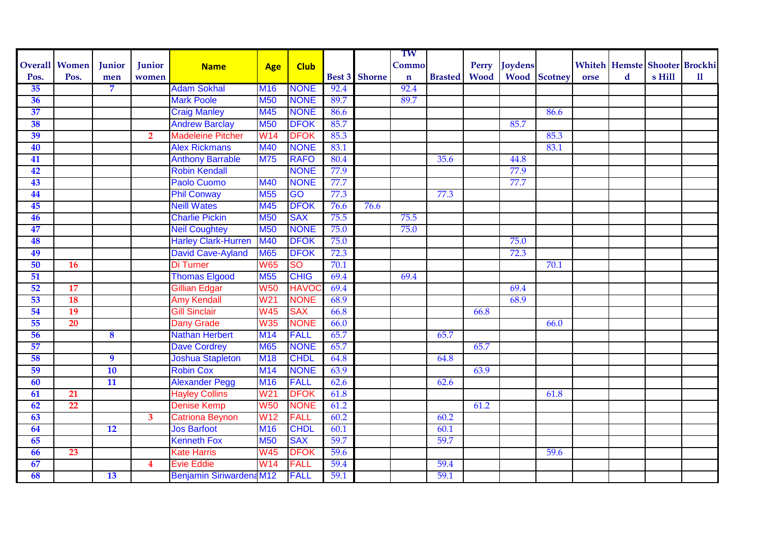| Overall Pos. | Women Pos. | Junior men | Junior women | Name | Age | Club | Best 3 | Shorne | TW Common | Brasted | Perry Wood | Joydens Wood | Scotney | Whitehorse | Hemsted | Shooters Hill | Brockhill |
|---|---|---|---|---|---|---|---|---|---|---|---|---|---|---|---|---|---|
| 35 | | 7 | | Adam Sokhal | M16 | NONE | 92.4 | | 92.4 | | | | | | | | |
| 36 | | | | Mark Poole | M50 | NONE | 89.7 | | 89.7 | | | | | | | | |
| 37 | | | | Craig Manley | M45 | NONE | 86.6 | | | | | | 86.6 | | | | |
| 38 | | | | Andrew Barclay | M50 | DFOK | 85.7 | | | | | 85.7 | | | | | |
| 39 | | | 2 | Madeleine Pitcher | W14 | DFOK | 85.3 | | | | | | 85.3 | | | | |
| 40 | | | | Alex Rickmans | M40 | NONE | 83.1 | | | | | | 83.1 | | | | |
| 41 | | | | Anthony Barrable | M75 | RAFO | 80.4 | | | 35.6 | | 44.8 | | | | | |
| 42 | | | | Robin Kendall | | NONE | 77.9 | | | | | 77.9 | | | | | |
| 43 | | | | Paolo Cuomo | M40 | NONE | 77.7 | | | | | 77.7 | | | | | |
| 44 | | | | Phil Conway | M55 | GO | 77.3 | | | 77.3 | | | | | | | |
| 45 | | | | Neill Wates | M45 | DFOK | 76.6 | 76.6 | | | | | | | | | |
| 46 | | | | Charlie Pickin | M50 | SAX | 75.5 | | 75.5 | | | | | | | | |
| 47 | | | | Neil Coughtey | M50 | NONE | 75.0 | | 75.0 | | | | | | | | |
| 48 | | | | Harley Clark-Hurren | M40 | DFOK | 75.0 | | | | | 75.0 | | | | | |
| 49 | | | | David Cave-Ayland | M65 | DFOK | 72.3 | | | | | 72.3 | | | | | |
| 50 | 16 | | | Di Turner | W65 | SO | 70.1 | | | | | | 70.1 | | | | |
| 51 | | | | Thomas Elgood | M55 | CHIG | 69.4 | | 69.4 | | | | | | | | |
| 52 | 17 | | | Gillian Edgar | W50 | HAVOC | 69.4 | | | | | 69.4 | | | | | |
| 53 | 18 | | | Amy Kendall | W21 | NONE | 68.9 | | | | | 68.9 | | | | | |
| 54 | 19 | | | Gill Sinclair | W45 | SAX | 66.8 | | | | 66.8 | | | | | | |
| 55 | 20 | | | Dany Grade | W35 | NONE | 66.0 | | | | | | 66.0 | | | | |
| 56 | | 8 | | Nathan Herbert | M14 | FALL | 65.7 | | | 65.7 | | | | | | | |
| 57 | | | | Dave Cordrey | M65 | NONE | 65.7 | | | | 65.7 | | | | | | |
| 58 | | 9 | | Joshua Stapleton | M18 | CHDL | 64.8 | | | 64.8 | | | | | | | |
| 59 | | 10 | | Robin Cox | M14 | NONE | 63.9 | | | | 63.9 | | | | | | |
| 60 | | 11 | | Alexander Pegg | M16 | FALL | 62.6 | | | 62.6 | | | | | | | |
| 61 | 21 | | | Hayley Collins | W21 | DFOK | 61.8 | | | | | | 61.8 | | | | |
| 62 | 22 | | | Denise Kemp | W50 | NONE | 61.2 | | | | 61.2 | | | | | | |
| 63 | | | 3 | Catriona Beynon | W12 | FALL | 60.2 | | | 60.2 | | | | | | | |
| 64 | | 12 | | Jos Barfoot | M16 | CHDL | 60.1 | | | 60.1 | | | | | | | |
| 65 | | | | Kenneth Fox | M50 | SAX | 59.7 | | | 59.7 | | | | | | | |
| 66 | 23 | | | Kate Harris | W45 | DFOK | 59.6 | | | | | | 59.6 | | | | |
| 67 | | | 4 | Evie Eddie | W14 | FALL | 59.4 | | | 59.4 | | | | | | | |
| 68 | | 13 | | Benjamin Siriwardena | M12 | FALL | 59.1 | | | 59.1 | | | | | | | |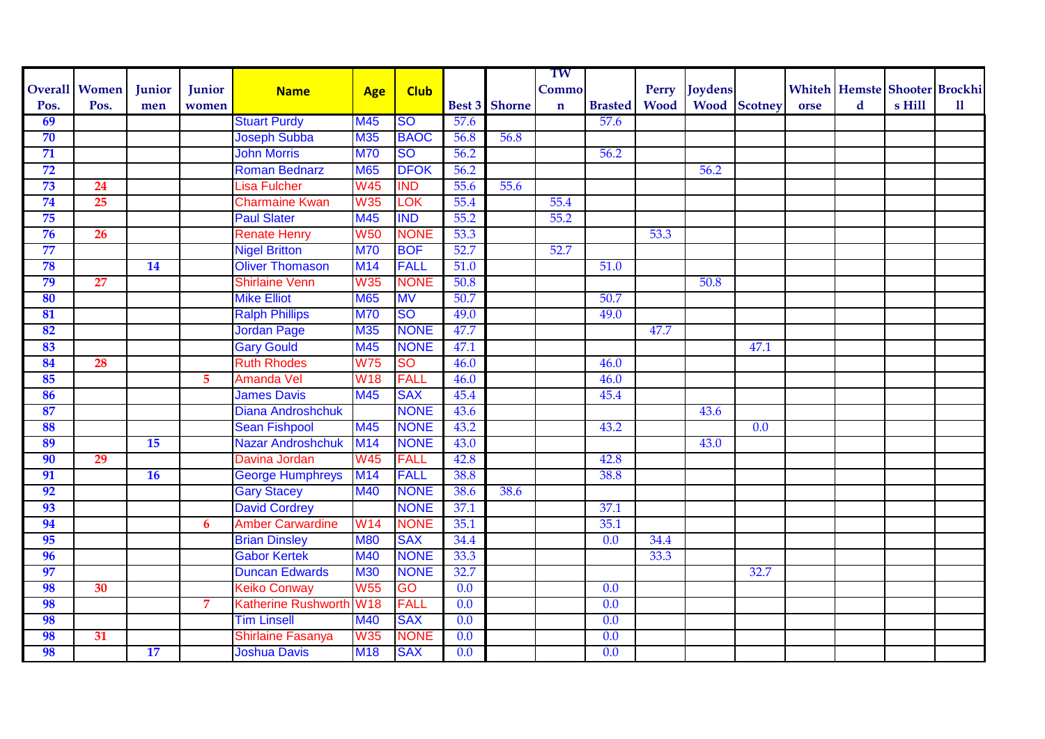| Overall Pos. | Women Pos. | Junior men | Junior women | Name | Age | Club | Best 3 | Shorne | TW Common | Brasted | Perry Wood | Joydens Wood | Scotney | Whitehorse | Hemsted | Shooters Hill | Brockhill |
|---|---|---|---|---|---|---|---|---|---|---|---|---|---|---|---|---|---|
| 69 | | | | Stuart Purdy | M45 | SO | 57.6 | | | 57.6 | | | | | | | |
| 70 | | | | Joseph Subba | M35 | BAOC | 56.8 | 56.8 | | | | | | | | | |
| 71 | | | | John Morris | M70 | SO | 56.2 | | | 56.2 | | | | | | | |
| 72 | | | | Roman Bednarz | M65 | DFOK | 56.2 | | | | | 56.2 | | | | | |
| 73 | 24 | | | Lisa Fulcher | W45 | IND | 55.6 | 55.6 | | | | | | | | | |
| 74 | 25 | | | Charmaine Kwan | W35 | LOK | 55.4 | | 55.4 | | | | | | | | |
| 75 | | | | Paul Slater | M45 | IND | 55.2 | | 55.2 | | | | | | | | |
| 76 | 26 | | | Renate Henry | W50 | NONE | 53.3 | | | | 53.3 | | | | | | |
| 77 | | | | Nigel Britton | M70 | BOF | 52.7 | | 52.7 | | | | | | | | |
| 78 | | 14 | | Oliver Thomason | M14 | FALL | 51.0 | | | 51.0 | | | | | | | |
| 79 | 27 | | | Shirlaine Venn | W35 | NONE | 50.8 | | | | | 50.8 | | | | | |
| 80 | | | | Mike Elliot | M65 | MV | 50.7 | | | 50.7 | | | | | | | |
| 81 | | | | Ralph Phillips | M70 | SO | 49.0 | | | 49.0 | | | | | | | |
| 82 | | | | Jordan Page | M35 | NONE | 47.7 | | | | 47.7 | | | | | | |
| 83 | | | | Gary Gould | M45 | NONE | 47.1 | | | | | | 47.1 | | | | |
| 84 | 28 | | | Ruth Rhodes | W75 | SO | 46.0 | | | 46.0 | | | | | | | |
| 85 | | | 5 | Amanda Vel | W18 | FALL | 46.0 | | | 46.0 | | | | | | | |
| 86 | | | | James Davis | M45 | SAX | 45.4 | | | 45.4 | | | | | | | |
| 87 | | | | Diana Androshchuk | | NONE | 43.6 | | | | | 43.6 | | | | | |
| 88 | | | | Sean Fishpool | M45 | NONE | 43.2 | | | 43.2 | | | 0.0 | | | | |
| 89 | | 15 | | Nazar Androshchuk | M14 | NONE | 43.0 | | | | | 43.0 | | | | | |
| 90 | 29 | | | Davina Jordan | W45 | FALL | 42.8 | | | 42.8 | | | | | | | |
| 91 | | 16 | | George Humphreys | M14 | FALL | 38.8 | | | 38.8 | | | | | | | |
| 92 | | | | Gary Stacey | M40 | NONE | 38.6 | 38.6 | | | | | | | | | |
| 93 | | | | David Cordrey | | NONE | 37.1 | | | 37.1 | | | | | | | |
| 94 | | | 6 | Amber Carwardine | W14 | NONE | 35.1 | | | 35.1 | | | | | | | |
| 95 | | | | Brian Dinsley | M80 | SAX | 34.4 | | | 0.0 | 34.4 | | | | | | |
| 96 | | | | Gabor Kertek | M40 | NONE | 33.3 | | | | 33.3 | | | | | | |
| 97 | | | | Duncan Edwards | M30 | NONE | 32.7 | | | | | | 32.7 | | | | |
| 98 | 30 | | | Keiko Conway | W55 | GO | 0.0 | | | 0.0 | | | | | | | |
| 98 | | | 7 | Katherine Rushworth | W18 | FALL | 0.0 | | | 0.0 | | | | | | | |
| 98 | | | | Tim Linsell | M40 | SAX | 0.0 | | | 0.0 | | | | | | | |
| 98 | 31 | | | Shirlaine Fasanya | W35 | NONE | 0.0 | | | 0.0 | | | | | | | |
| 98 | | 17 | | Joshua Davis | M18 | SAX | 0.0 | | | 0.0 | | | | | | | |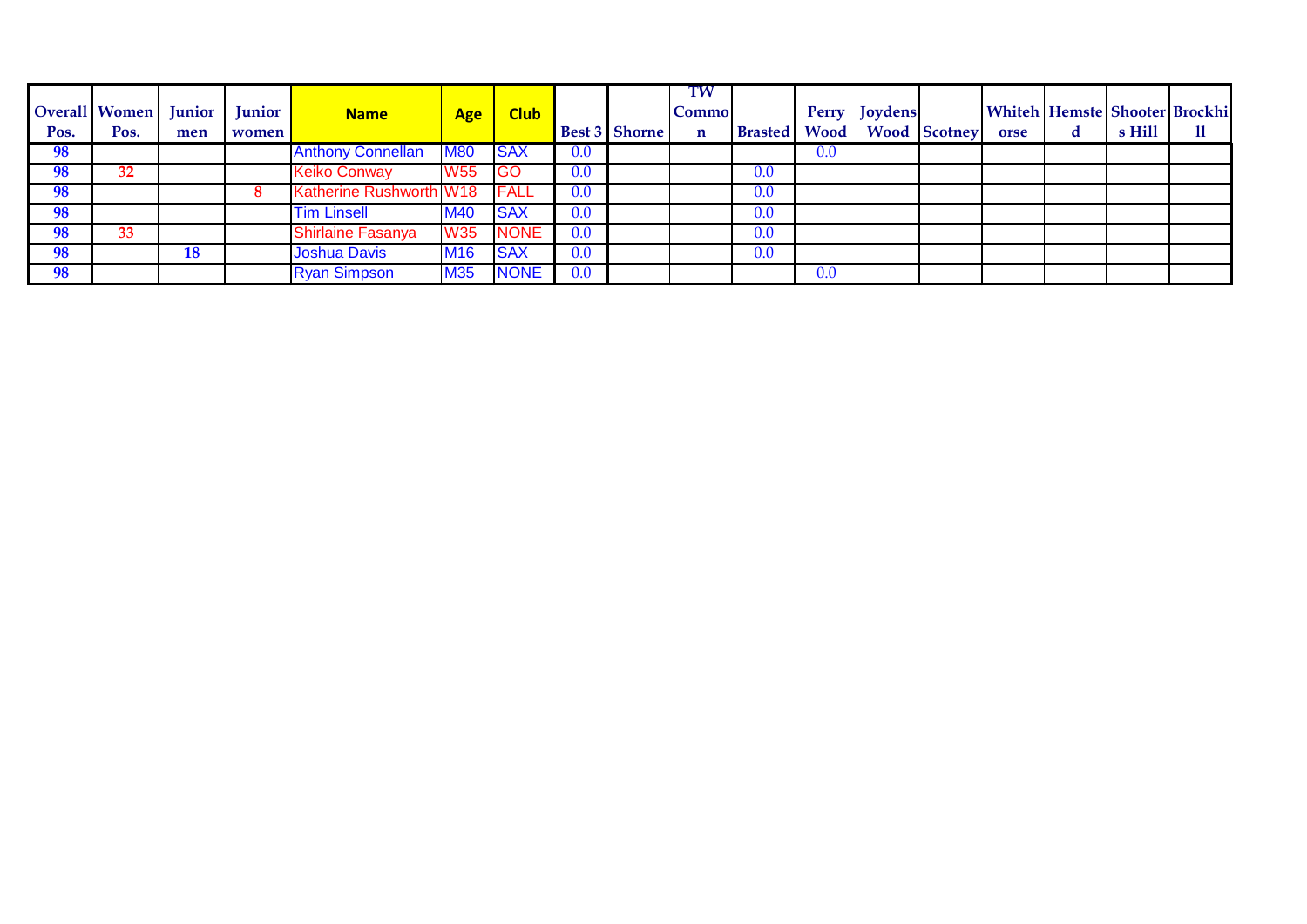| Overall Pos. | Women Pos. | Junior men | Junior women | Name | Age | Club | Best 3 | Shorne | TW Common | Brasted | Perry Wood | Joydens Wood | Scotney | Whitehorse | Hemsted | Shooters Hill | Brockhill |
|---|---|---|---|---|---|---|---|---|---|---|---|---|---|---|---|---|---|
| 98 | | | | Anthony Connellan | M80 | SAX | 0.0 | | | | 0.0 | | | | | | |
| 98 | 32 | | | Keiko Conway | W55 | GO | 0.0 | | | 0.0 | | | | | | | |
| 98 | | | 8 | Katherine Rushworth | W18 | FALL | 0.0 | | | 0.0 | | | | | | | |
| 98 | | | | Tim Linsell | M40 | SAX | 0.0 | | | 0.0 | | | | | | | |
| 98 | 33 | | | Shirlaine Fasanya | W35 | NONE | 0.0 | | | 0.0 | | | | | | | |
| 98 | | 18 | | Joshua Davis | M16 | SAX | 0.0 | | | 0.0 | | | | | | | |
| 98 | | | | Ryan Simpson | M35 | NONE | 0.0 | | | | 0.0 | | | | | | |